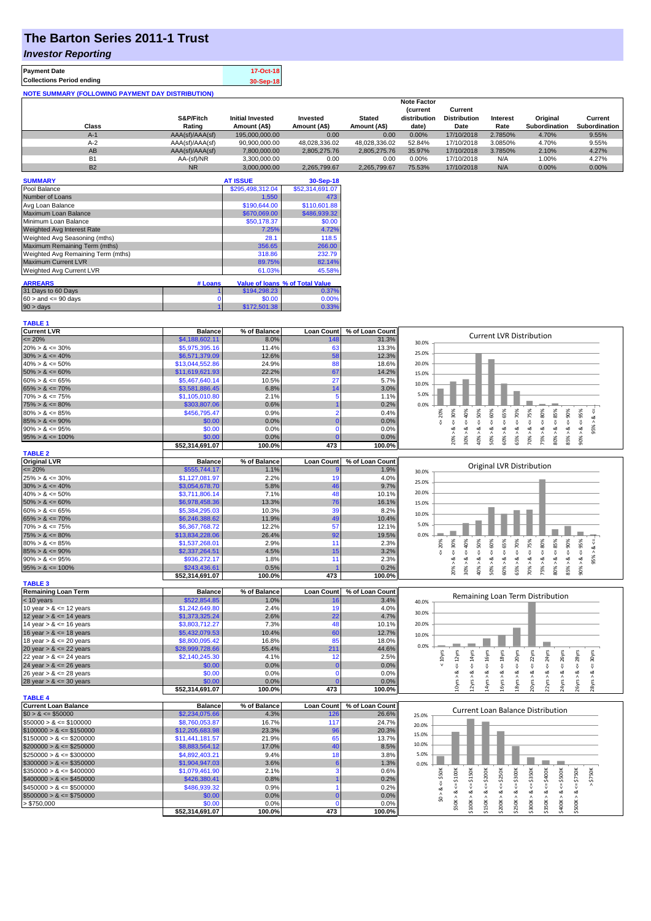# The Barton Series 2011-1 Trust

## *Investor Reporting*

| | |
|---|---|
| **Payment Date** | 17-Oct-18 |
| **Collections Period ending** | 30-Sep-18 |

**NOTE SUMMARY (FOLLOWING PAYMENT DAY DISTRIBUTION)**

| Class | S&P/Fitch Rating | Initial Invested Amount (A$) | Invested Amount (A$) | Stated Amount (A$) | Note Factor (current distribution date) | Current Distribution Date | Interest Rate | Original Subordination | Current Subordination |
|---|---|---|---|---|---|---|---|---|---|
| A-1 | AAA(sf)/AAA(sf) | 195,000,000.00 | 0.00 | 0.00 | 0.00% | 17/10/2018 | 2.7850% | 4.70% | 9.55% |
| A-2 | AAA(sf)/AAA(sf) | 90,900,000.00 | 48,028,336.02 | 48,028,336.02 | 52.84% | 17/10/2018 | 3.0850% | 4.70% | 9.55% |
| AB | AAA(sf)/AAA(sf) | 7,800,000.00 | 2,805,275.76 | 2,805,275.76 | 35.97% | 17/10/2018 | 3.7850% | 2.10% | 4.27% |
| B1 | AA-(sf)/NR | 3,300,000.00 | 0.00 | 0.00 | 0.00% | 17/10/2018 | N/A | 1.00% | 4.27% |
| B2 | NR | 3,000,000.00 | 2,265,799.67 | 2,265,799.67 | 75.53% | 17/10/2018 | N/A | 0.00% | 0.00% |

| SUMMARY | AT ISSUE | 30-Sep-18 |
|---|---|---|
| Pool Balance | $295,498,312.04 | $52,314,691.07 |
| Number of Loans | 1,550 | 473 |
| Avg Loan Balance | $190,644.00 | $110,601.88 |
| Maximum Loan Balance | $670,069.00 | $486,939.32 |
| Minimum Loan Balance | $50,178.37 | $0.00 |
| Weighted Avg Interest Rate | 7.25% | 4.72% |
| Weighted Avg Seasoning (mths) | 28.1 | 118.5 |
| Maximum Remaining Term (mths) | 356.65 | 266.00 |
| Weighted Avg Remaining Term (mths) | 318.86 | 232.79 |
| Maximum Current LVR | 89.75% | 82.14% |
| Weighted Avg Current LVR | 61.03% | 45.58% |

| ARREARS | # Loans | Value of loans | % of Total Value |
|---|---|---|---|
| 31 Days to 60 Days | 1 | $194,298.23 | 0.37% |
| $60 >$ and $<= 90$ days | 0 | $0.00 | 0.00% |
| $90 >$ days | 1 | $172,501.38 | 0.33% |

**TABLE 1**

| Current LVR | Balance | % of Balance | Loan Count | % of Loan Count |
|---|---|---|---|---|
| <= 20% | $4,188,602.11 | 8.0% | 148 | 31.3% |
| 20% > & <= 30% | $5,975,395.16 | 11.4% | 63 | 13.3% |
| 30% > & <= 40% | $6,571,379.09 | 12.6% | 58 | 12.3% |
| 40% > & <= 50% | $13,044,552.86 | 24.9% | 88 | 18.6% |
| 50% > & <= 60% | $11,619,621.93 | 22.2% | 67 | 14.2% |
| 60% > & <= 65% | $5,467,640.14 | 10.5% | 27 | 5.7% |
| 65% > & <= 70% | $3,581,886.45 | 6.8% | 14 | 3.0% |
| 70% > & <= 75% | $1,105,010.80 | 2.1% | 5 | 1.1% |
| 75% > & <= 80% | $303,807.06 | 0.6% | 1 | 0.2% |
| 80% > & <= 85% | $456,795.47 | 0.9% | 2 | 0.4% |
| 85% > & <= 90% | $0.00 | 0.0% | 0 | 0.0% |
| 90% > & <= 95% | $0.00 | 0.0% | 0 | 0.0% |
| 95% > & <= 100% | $0.00 | 0.0% | 0 | 0.0% |
| | $52,314,691.07 | 100.0% | 473 | 100.0% |

**TABLE 2**

| Original LVR | Balance | % of Balance | Loan Count | % of Loan Count |
|---|---|---|---|---|
| <= 20% | $555,744.17 | 1.1% | 9 | 1.9% |
| 25% > & <= 30% | $1,127,081.97 | 2.2% | 19 | 4.0% |
| 30% > & <= 40% | $3,054,678.70 | 5.8% | 46 | 9.7% |
| 40% > & <= 50% | $3,711,806.14 | 7.1% | 48 | 10.1% |
| 50% > & <= 60% | $6,978,458.36 | 13.3% | 76 | 16.1% |
| 60% > & <= 65% | $5,384,295.03 | 10.3% | 39 | 8.2% |
| 65% > & <= 70% | $6,246,388.62 | 11.9% | 49 | 10.4% |
| 70% > & <= 75% | $6,367,768.72 | 12.2% | 57 | 12.1% |
| 75% > & <= 80% | $13,834,228.06 | 26.4% | 92 | 19.5% |
| 80% > & <= 85% | $1,537,268.01 | 2.9% | 11 | 2.3% |
| 85% > & <= 90% | $2,337,264.51 | 4.5% | 15 | 3.2% |
| 90% > & <= 95% | $936,272.17 | 1.8% | 11 | 2.3% |
| 95% > & <= 100% | $243,436.61 | 0.5% | 1 | 0.2% |
| | $52,314,691.07 | 100.0% | 473 | 100.0% |

**TABLE 3**

| Remaining Loan Term | Balance | % of Balance | Loan Count | % of Loan Count |
|---|---|---|---|---|
| < 10 years | $522,854.85 | 1.0% | 16 | 3.4% |
| 10 year > & <= 12 years | $1,242,649.80 | 2.4% | 19 | 4.0% |
| 12 year > & <= 14 years | $1,373,325.24 | 2.6% | 22 | 4.7% |
| 14 year > & <= 16 years | $3,803,712.27 | 7.3% | 48 | 10.1% |
| 16 year > & <= 18 years | $5,432,079.53 | 10.4% | 60 | 12.7% |
| 18 year > & <= 20 years | $8,800,095.42 | 16.8% | 85 | 18.0% |
| 20 year > & <= 22 years | $28,999,728.66 | 55.4% | 211 | 44.6% |
| 22 year > & <= 24 years | $2,140,245.30 | 4.1% | 12 | 2.5% |
| 24 year > & <= 26 years | $0.00 | 0.0% | 0 | 0.0% |
| 26 year > & <= 28 years | $0.00 | 0.0% | 0 | 0.0% |
| 28 year > & <= 30 years | $0.00 | 0.0% | 0 | 0.0% |
| | $52,314,691.07 | 100.0% | 473 | 100.0% |

**TABLE 4**

| Current Loan Balance | Balance | % of Balance | Loan Count | % of Loan Count |
|---|---|---|---|---|
| $0 > & <= $50000 | $2,234,075.66 | 4.3% | 126 | 26.6% |
| $50000 > & <= $100000 | $8,760,053.87 | 16.7% | 117 | 24.7% |
| $100000 > & <= $150000 | $12,205,683.98 | 23.3% | 96 | 20.3% |
| $150000 > & <= $200000 | $11,441,181.57 | 21.9% | 65 | 13.7% |
| $200000 > & <= $250000 | $8,883,564.12 | 17.0% | 40 | 8.5% |
| $250000 > & <= $300000 | $4,892,403.21 | 9.4% | 18 | 3.8% |
| $300000 > & <= $350000 | $1,904,947.03 | 3.6% | 6 | 1.3% |
| $350000 > & <= $400000 | $1,079,461.90 | 2.1% | 3 | 0.6% |
| $400000 > & <= $450000 | $426,380.41 | 0.8% | 1 | 0.2% |
| $450000 > & <= $500000 | $486,939.32 | 0.9% | 1 | 0.2% |
| $500000 > & <= $750000 | $0.00 | 0.0% | 0 | 0.0% |
| > $750,000 | $0.00 | 0.0% | 0 | 0.0% |
| | $52,314,691.07 | 100.0% | 473 | 100.0% |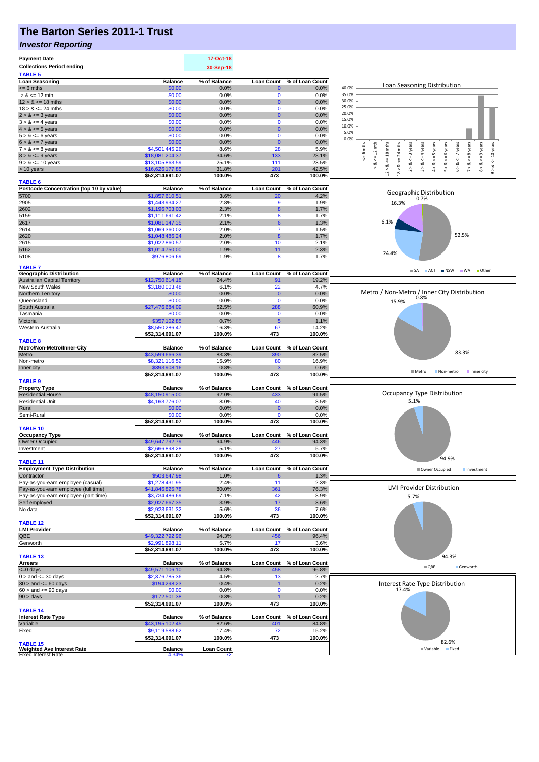# The Barton Series 2011-1 Trust

## *Investor Reporting*

| | |
|---|---|
| **Payment Date** | 17-Oct-18 |
| **Collections Period ending** | 30-Sep-18 |

**TABLE 5**

| Loan Seasoning | Balance | % of Balance | Loan Count | % of Loan Count |
|---|---|---|---|---|
| <= 6 mths | $0.00 | 0.0% | 0 | 0.0% |
| > & <= 12 mth | $0.00 | 0.0% | 0 | 0.0% |
| 12 > & <= 18 mths | $0.00 | 0.0% | 0 | 0.0% |
| 18 > & <= 24 mths | $0.00 | 0.0% | 0 | 0.0% |
| 2 > & <= 3 years | $0.00 | 0.0% | 0 | 0.0% |
| 3 > & <= 4 years | $0.00 | 0.0% | 0 | 0.0% |
| 4 > & <= 5 years | $0.00 | 0.0% | 0 | 0.0% |
| 5 > & <= 6 years | $0.00 | 0.0% | 0 | 0.0% |
| 6 > & <= 7 years | $0.00 | 0.0% | 0 | 0.0% |
| 7 > & <= 8 years | $4,501,445.26 | 8.6% | 28 | 5.9% |
| 8 > & <= 9 years | $18,081,204.37 | 34.6% | 133 | 28.1% |
| 9 > & <= 10 years | $13,105,863.59 | 25.1% | 111 | 23.5% |
| > 10 years | $16,626,177.85 | 31.8% | 201 | 42.5% |
| | $52,314,691.07 | 100.0% | 473 | 100.0% |

**TABLE 6**

| Postcode Concentration (top 10 by value) | Balance | % of Balance | Loan Count | % of Loan Count |
|---|---|---|---|---|
| 5700 | $1,857,610.51 | 3.6% | 20 | 4.2% |
| 2905 | $1,443,934.27 | 2.8% | 9 | 1.9% |
| 2602 | $1,196,703.03 | 2.3% | 8 | 1.7% |
| 5159 | $1,111,691.42 | 2.1% | 8 | 1.7% |
| 2617 | $1,081,147.35 | 2.1% | 6 | 1.3% |
| 2614 | $1,069,360.02 | 2.0% | 7 | 1.5% |
| 2620 | $1,048,486.24 | 2.0% | 8 | 1.7% |
| 2615 | $1,022,860.57 | 2.0% | 10 | 2.1% |
| 5162 | $1,014,750.00 | 1.9% | 11 | 2.3% |
| 5108 | $976,806.69 | 1.9% | 8 | 1.7% |

**TABLE 7**

| Geographic Distribution | Balance | % of Balance | Loan Count | % of Loan Count |
|---|---|---|---|---|
| Australian Capital Territory | $12,750,614.18 | 24.4% | 91 | 19.2% |
| New South Wales | $3,180,003.48 | 6.1% | 22 | 4.7% |
| Northern Territory | $0.00 | 0.0% | 0 | 0.0% |
| Queensland | $0.00 | 0.0% | 0 | 0.0% |
| South Australia | $27,476,684.09 | 52.5% | 288 | 60.9% |
| Tasmania | $0.00 | 0.0% | 0 | 0.0% |
| Victoria | $357,102.85 | 0.7% | 5 | 1.1% |
| Western Australia | $8,550,286.47 | 16.3% | 67 | 14.2% |
| | $52,314,691.07 | 100.0% | 473 | 100.0% |

**TABLE 8**

| Metro/Non-Metro/Inner-City | Balance | % of Balance | Loan Count | % of Loan Count |
|---|---|---|---|---|
| Metro | $43,599,666.39 | 83.3% | 390 | 82.5% |
| Non-metro | $8,321,116.52 | 15.9% | 80 | 16.9% |
| Inner city | $393,908.16 | 0.8% | 3 | 0.6% |
| | $52,314,691.07 | 100.0% | 473 | 100.0% |

**TABLE 9**

| Property Type | Balance | % of Balance | Loan Count | % of Loan Count |
|---|---|---|---|---|
| Residential House | $48,150,915.00 | 92.0% | 433 | 91.5% |
| Residential Unit | $4,163,776.07 | 8.0% | 40 | 8.5% |
| Rural | $0.00 | 0.0% | 0 | 0.0% |
| Semi-Rural | $0.00 | 0.0% | 0 | 0.0% |
| | $52,314,691.07 | 100.0% | 473 | 100.0% |

**TABLE 10**

| Occupancy Type | Balance | % of Balance | Loan Count | % of Loan Count |
|---|---|---|---|---|
| Owner Occupied | $49,647,792.79 | 94.9% | 446 | 94.3% |
| Investment | $2,666,898.28 | 5.1% | 27 | 5.7% |
| | $52,314,691.07 | 100.0% | 473 | 100.0% |

**TABLE 11**

| Employment Type Distribution | Balance | % of Balance | Loan Count | % of Loan Count |
|---|---|---|---|---|
| Contractor | $503,647.98 | 1.0% | 6 | 1.3% |
| Pay-as-you-earn employee (casual) | $1,278,431.95 | 2.4% | 11 | 2.3% |
| Pay-as-you-earn employee (full time) | $41,846,825.78 | 80.0% | 361 | 76.3% |
| Pay-as-you-earn employee (part time) | $3,734,486.69 | 7.1% | 42 | 8.9% |
| Self employed | $2,027,667.35 | 3.9% | 17 | 3.6% |
| No data | $2,923,631.32 | 5.6% | 36 | 7.6% |
| | $52,314,691.07 | 100.0% | 473 | 100.0% |

**TABLE 12**

| LMI Provider | Balance | % of Balance | Loan Count | % of Loan Count |
|---|---|---|---|---|
| QBE | $49,322,792.96 | 94.3% | 456 | 96.4% |
| Genworth | $2,991,898.11 | 5.7% | 17 | 3.6% |
| | $52,314,691.07 | 100.0% | 473 | 100.0% |

**TABLE 13**

| Arrears | Balance | % of Balance | Loan Count | % of Loan Count |
|---|---|---|---|---|
| <=0 days | $49,571,106.10 | 94.8% | 458 | 96.8% |
| 0 > and <= 30 days | $2,376,785.36 | 4.5% | 13 | 2.7% |
| 30 > and <= 60 days | $194,298.23 | 0.4% | 1 | 0.2% |
| 60 > and <= 90 days | $0.00 | 0.0% | 0 | 0.0% |
| 90 > days | $172,501.38 | 0.3% | 1 | 0.2% |
| | $52,314,691.07 | 100.0% | 473 | 100.0% |

**TABLE 14**

| Interest Rate Type | Balance | % of Balance | Loan Count | % of Loan Count |
|---|---|---|---|---|
| Variable | $43,195,102.45 | 82.6% | 401 | 84.8% |
| Fixed | $9,119,588.62 | 17.4% | 72 | 15.2% |
| | $52,314,691.07 | 100.0% | 473 | 100.0% |

**TABLE 15**

| Weighted Ave Interest Rate | Balance | Loan Count |
|---|---|---|
| Fixed Interest Rate | 4.34% | 72 |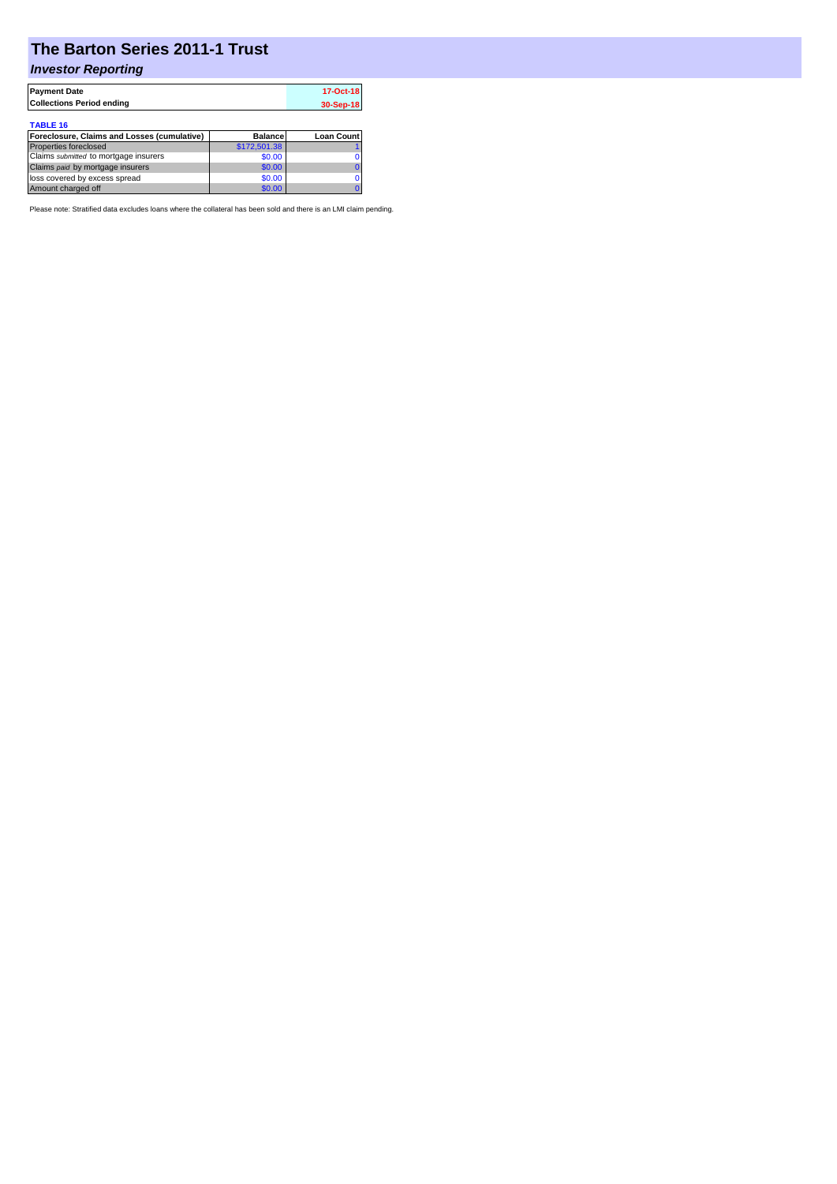# The Barton Series 2011-1 Trust

## *Investor Reporting*

| | |
|---|---|
| **Payment Date** | 17-Oct-18 |
| **Collections Period ending** | 30-Sep-18 |

**TABLE 16**

| Foreclosure, Claims and Losses (cumulative) | Balance | Loan Count |
|---|---|---|
| Properties foreclosed | $172,501.38 | 1 |
| Claims *submitted* to mortgage insurers | $0.00 | 0 |
| Claims *paid* by mortgage insurers | $0.00 | 0 |
| loss covered by excess spread | $0.00 | 0 |
| Amount charged off | $0.00 | 0 |

Please note: Stratified data excludes loans where the collateral has been sold and there is an LMI claim pending.